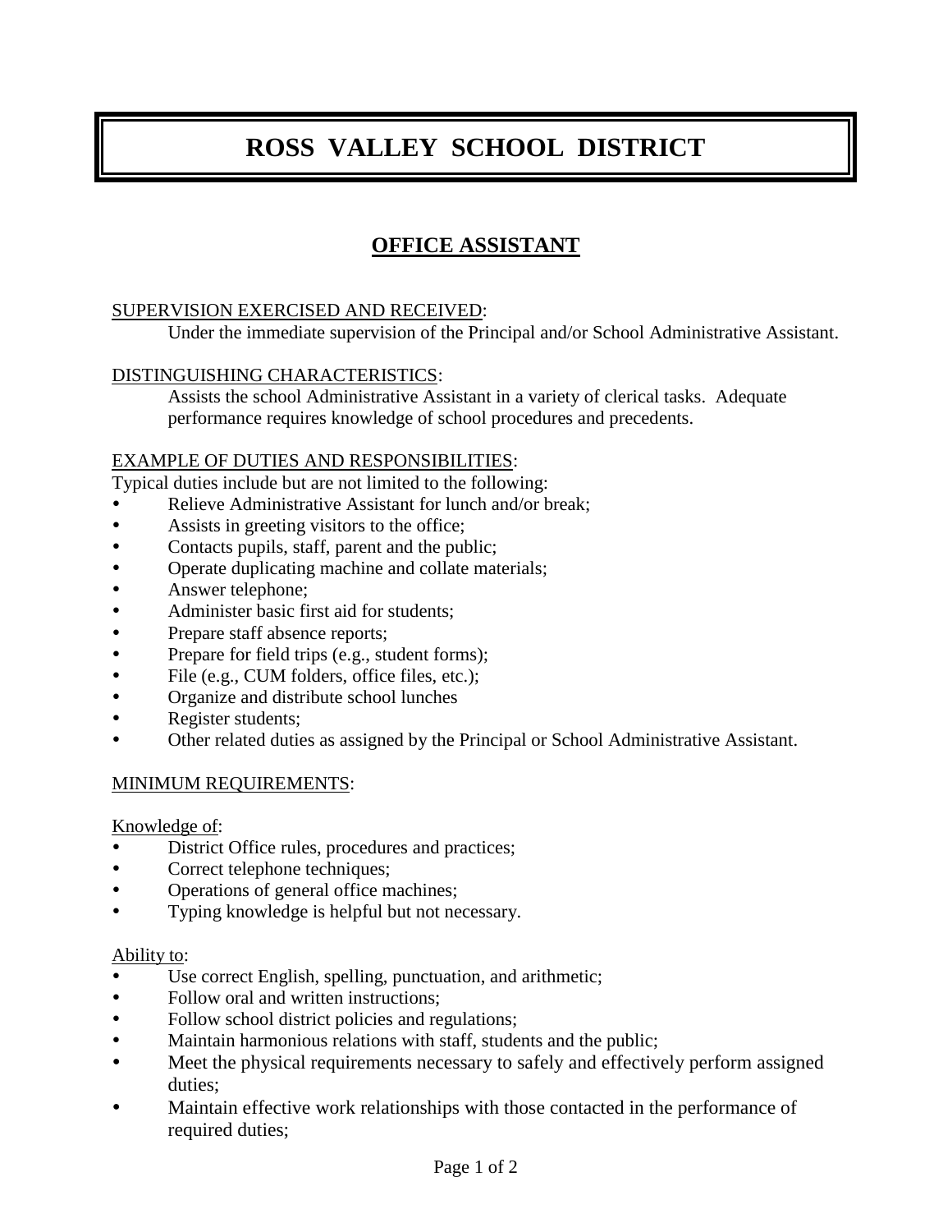# ROSS VALLEY SCHOOL DISTRICT

## OFFICE ASSISTANT

SUPERVISION EXERCISED AND RECEIVED:

Under the immediate supervision of the Principal and/or School Administrative Assistant.

DISTINGUISHING CHARACTERISTICS:

Assists the school Administrative Assistant in a variety of clerical tasks. Adequate performance requires knowledge of school procedures and precedents.

EXAMPLE OF DUTIES AND RESPONSIBILITIES:

Typical duties include but are not limited to the following:

- Relieve Administrative Assistant for lunch and/or break;
- Assists in greeting visitors to the office;
- Contacts pupils, staff, parent and the public;
- Operate duplicating machine and collate materials;
- Answer telephone;
- Administer basic first aid for students;
- Prepare staff absence reports;
- Prepare for field trips (e.g., student forms);
- File (e.g., CUM folders, office files, etc.);
- Organize and distribute school lunches
- Register students;
- Other related duties as assigned by the Principal or School Administrative Assistant.

MINIMUM REQUIREMENTS:

Knowledge of:

- District Office rules, procedures and practices;
- Correct telephone techniques;
- Operations of general office machines;
- Typing knowledge is helpful but not necessary.

Ability to:

- Use correct English, spelling, punctuation, and arithmetic;
- Follow oral and written instructions;
- Follow school district policies and regulations;
- Maintain harmonious relations with staff, students and the public;
- Meet the physical requirements necessary to safely and effectively perform assigned duties;
- Maintain effective work relationships with those contacted in the performance of required duties;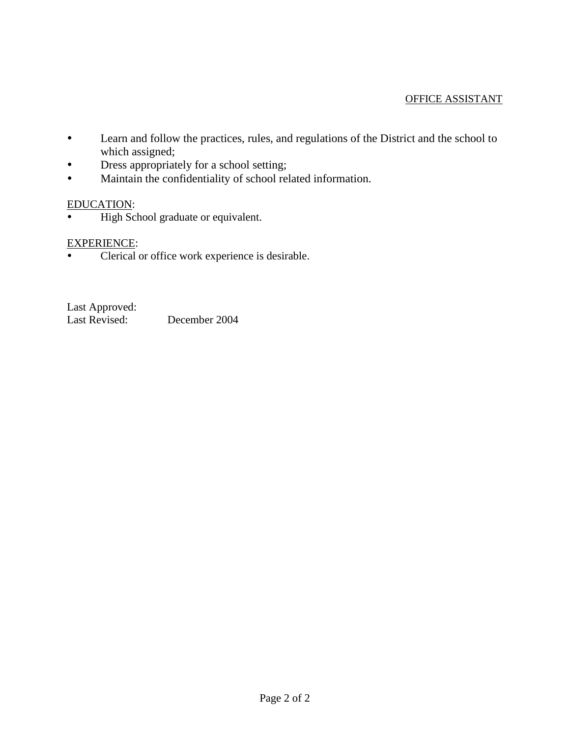- Learn and follow the practices, rules, and regulations of the District and the school to which assigned;
- Dress appropriately for a school setting;
- Maintain the confidentiality of school related information.

EDUCATION:
- High School graduate or equivalent.

EXPERIENCE:
- Clerical or office work experience is desirable.

Last Approved:
Last Revised: December 2004